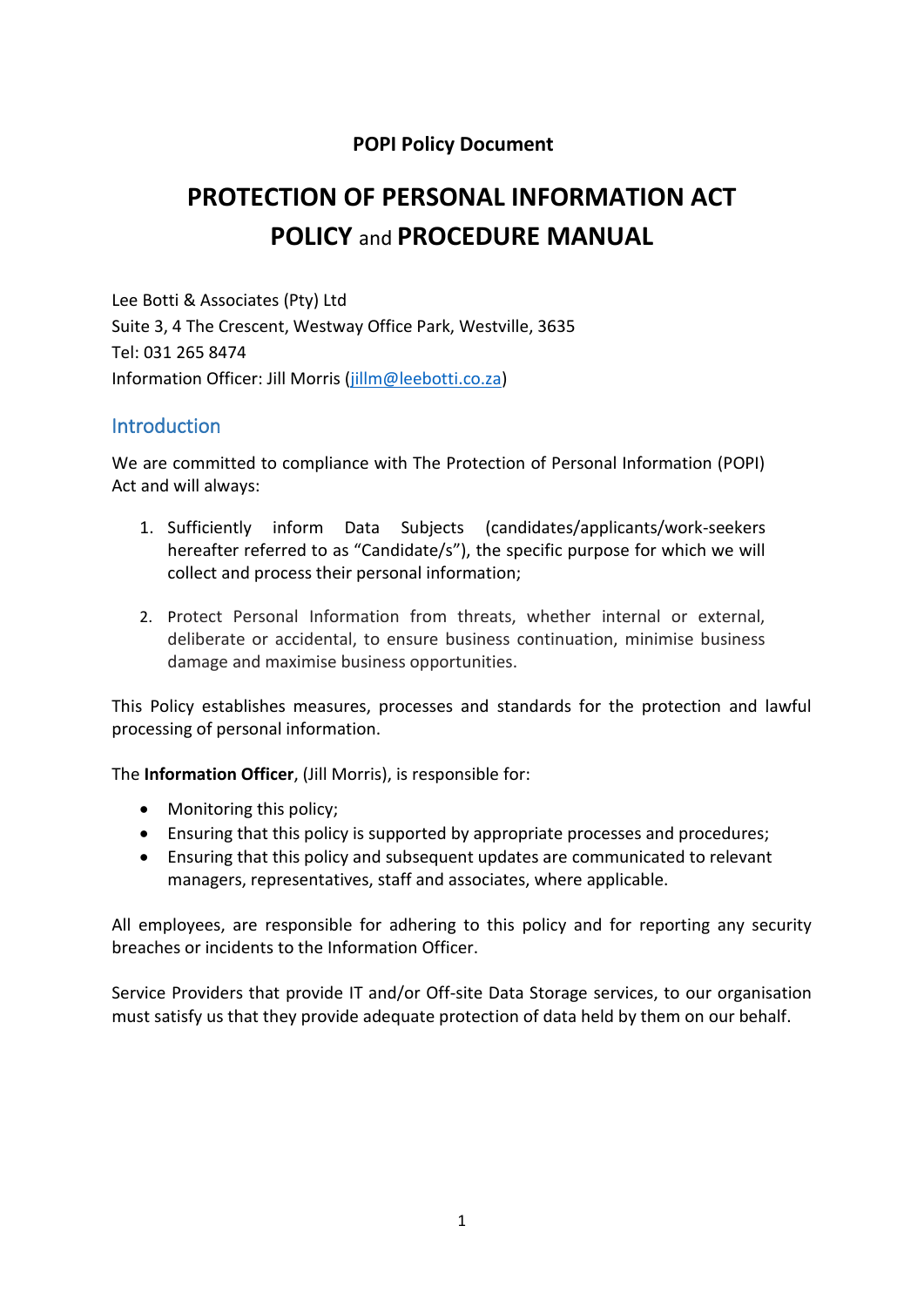**POPI Policy Document**

# PROTECTION OF PERSONAL INFORMATION ACT POLICY and PROCEDURE MANUAL

Lee Botti & Associates (Pty) Ltd
Suite 3, 4 The Crescent, Westway Office Park, Westville, 3635
Tel: 031 265 8474
Information Officer: Jill Morris (jillm@leebotti.co.za)

## Introduction

We are committed to compliance with The Protection of Personal Information (POPI) Act and will always:

1. Sufficiently inform Data Subjects (candidates/applicants/work-seekers hereafter referred to as "Candidate/s"), the specific purpose for which we will collect and process their personal information;

2. Protect Personal Information from threats, whether internal or external, deliberate or accidental, to ensure business continuation, minimise business damage and maximise business opportunities.

This Policy establishes measures, processes and standards for the protection and lawful processing of personal information.

The **Information Officer**, (Jill Morris), is responsible for:

- Monitoring this policy;
- Ensuring that this policy is supported by appropriate processes and procedures;
- Ensuring that this policy and subsequent updates are communicated to relevant managers, representatives, staff and associates, where applicable.

All employees, are responsible for adhering to this policy and for reporting any security breaches or incidents to the Information Officer.

Service Providers that provide IT and/or Off-site Data Storage services, to our organisation must satisfy us that they provide adequate protection of data held by them on our behalf.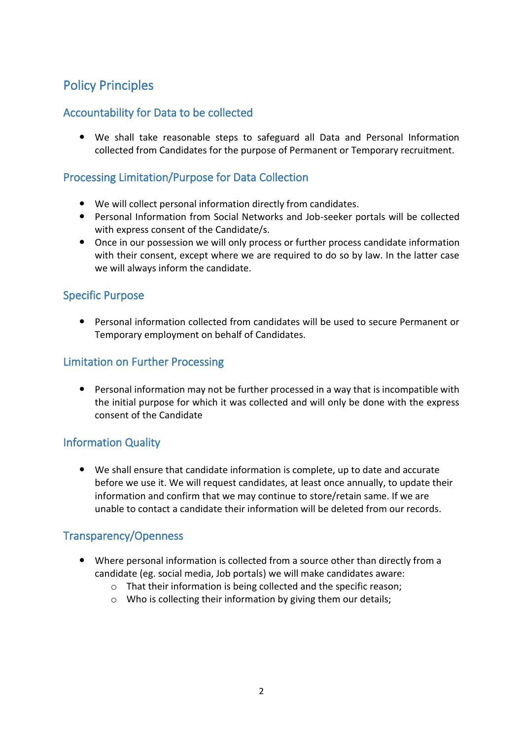## Policy Principles

### Accountability for Data to be collected

- We shall take reasonable steps to safeguard all Data and Personal Information collected from Candidates for the purpose of Permanent or Temporary recruitment.

### Processing Limitation/Purpose for Data Collection

- We will collect personal information directly from candidates.
- Personal Information from Social Networks and Job-seeker portals will be collected with express consent of the Candidate/s.
- Once in our possession we will only process or further process candidate information with their consent, except where we are required to do so by law. In the latter case we will always inform the candidate.

### Specific Purpose

- Personal information collected from candidates will be used to secure Permanent or Temporary employment on behalf of Candidates.

### Limitation on Further Processing

- Personal information may not be further processed in a way that is incompatible with the initial purpose for which it was collected and will only be done with the express consent of the Candidate

### Information Quality

- We shall ensure that candidate information is complete, up to date and accurate before we use it. We will request candidates, at least once annually, to update their information and confirm that we may continue to store/retain same. If we are unable to contact a candidate their information will be deleted from our records.

### Transparency/Openness

- Where personal information is collected from a source other than directly from a candidate (eg. social media, Job portals) we will make candidates aware:
  - That their information is being collected and the specific reason;
  - Who is collecting their information by giving them our details;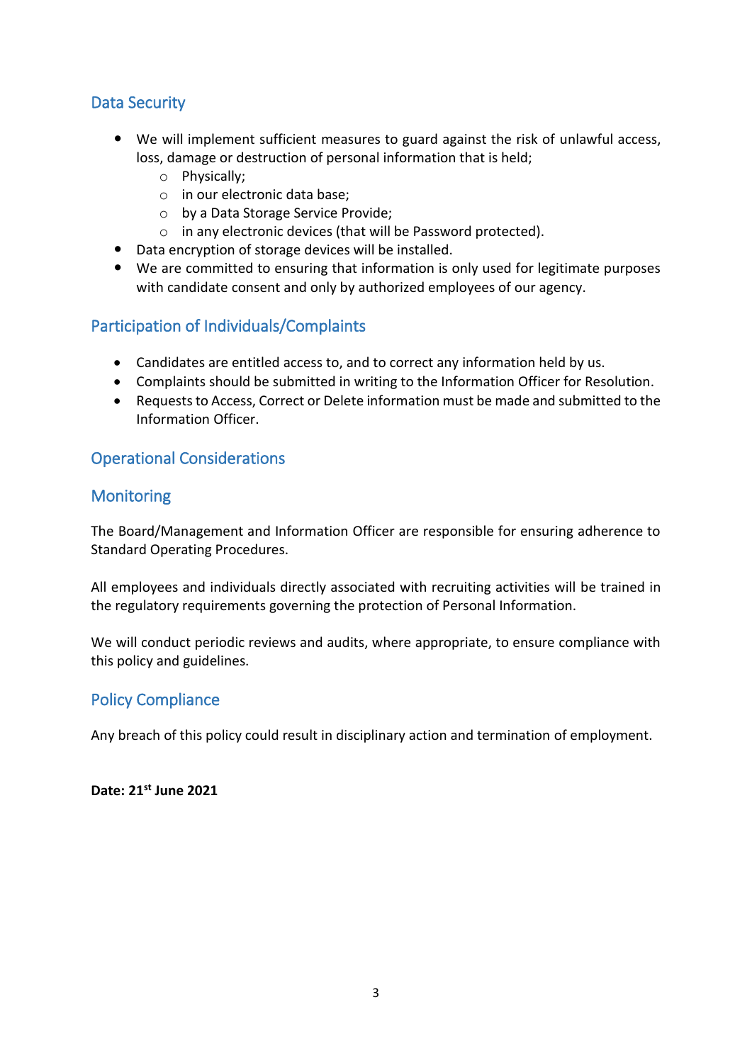## Data Security

- We will implement sufficient measures to guard against the risk of unlawful access, loss, damage or destruction of personal information that is held;
    - Physically;
    - in our electronic data base;
    - by a Data Storage Service Provide;
    - in any electronic devices (that will be Password protected).
- Data encryption of storage devices will be installed.
- We are committed to ensuring that information is only used for legitimate purposes with candidate consent and only by authorized employees of our agency.

## Participation of Individuals/Complaints

- Candidates are entitled access to, and to correct any information held by us.
- Complaints should be submitted in writing to the Information Officer for Resolution.
- Requests to Access, Correct or Delete information must be made and submitted to the Information Officer.

## Operational Considerations

## Monitoring

The Board/Management and Information Officer are responsible for ensuring adherence to Standard Operating Procedures.

All employees and individuals directly associated with recruiting activities will be trained in the regulatory requirements governing the protection of Personal Information.

We will conduct periodic reviews and audits, where appropriate, to ensure compliance with this policy and guidelines.

## Policy Compliance

Any breach of this policy could result in disciplinary action and termination of employment.

**Date: 21st June 2021**